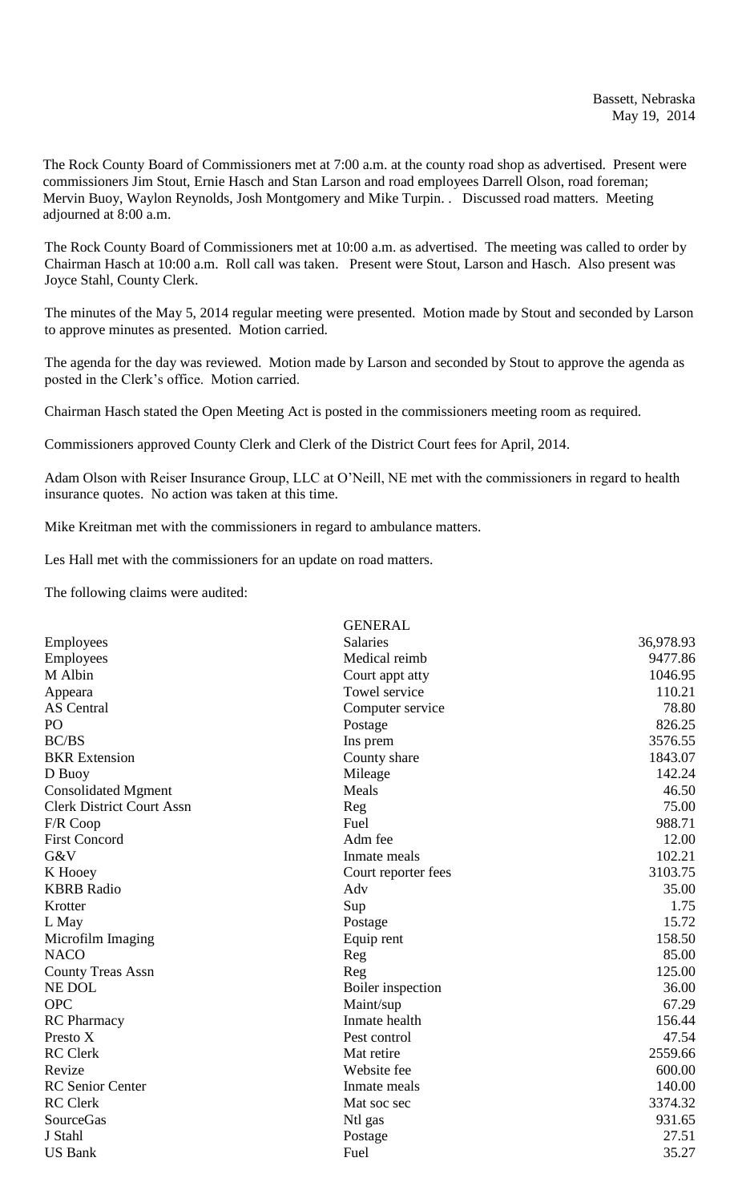Bassett, Nebraska
May 19, 2014

The Rock County Board of Commissioners met at 7:00 a.m. at the county road shop as advertised. Present were commissioners Jim Stout, Ernie Hasch and Stan Larson and road employees Darrell Olson, road foreman; Mervin Buoy, Waylon Reynolds, Josh Montgomery and Mike Turpin. . Discussed road matters. Meeting adjourned at 8:00 a.m.

The Rock County Board of Commissioners met at 10:00 a.m. as advertised. The meeting was called to order by Chairman Hasch at 10:00 a.m. Roll call was taken. Present were Stout, Larson and Hasch. Also present was Joyce Stahl, County Clerk.

The minutes of the May 5, 2014 regular meeting were presented. Motion made by Stout and seconded by Larson to approve minutes as presented. Motion carried.

The agenda for the day was reviewed. Motion made by Larson and seconded by Stout to approve the agenda as posted in the Clerk's office. Motion carried.

Chairman Hasch stated the Open Meeting Act is posted in the commissioners meeting room as required.

Commissioners approved County Clerk and Clerk of the District Court fees for April, 2014.

Adam Olson with Reiser Insurance Group, LLC at O'Neill, NE met with the commissioners in regard to health insurance quotes. No action was taken at this time.

Mike Kreitman met with the commissioners in regard to ambulance matters.

Les Hall met with the commissioners for an update on road matters.

The following claims were audited:

| | GENERAL | |
|---|---|---|
| Employees | Salaries | 36,978.93 |
| Employees | Medical reimb | 9477.86 |
| M Albin | Court appt atty | 1046.95 |
| Appeara | Towel service | 110.21 |
| AS Central | Computer service | 78.80 |
| PO | Postage | 826.25 |
| BC/BS | Ins prem | 3576.55 |
| BKR Extension | County share | 1843.07 |
| D Buoy | Mileage | 142.24 |
| Consolidated Mgment | Meals | 46.50 |
| Clerk District Court Assn | Reg | 75.00 |
| F/R Coop | Fuel | 988.71 |
| First Concord | Adm fee | 12.00 |
| G&V | Inmate meals | 102.21 |
| K Hooey | Court reporter fees | 3103.75 |
| KBRB Radio | Adv | 35.00 |
| Krotter | Sup | 1.75 |
| L May | Postage | 15.72 |
| Microfilm Imaging | Equip rent | 158.50 |
| NACO | Reg | 85.00 |
| County Treas Assn | Reg | 125.00 |
| NE DOL | Boiler inspection | 36.00 |
| OPC | Maint/sup | 67.29 |
| RC Pharmacy | Inmate health | 156.44 |
| Presto X | Pest control | 47.54 |
| RC Clerk | Mat retire | 2559.66 |
| Revize | Website fee | 600.00 |
| RC Senior Center | Inmate meals | 140.00 |
| RC Clerk | Mat soc sec | 3374.32 |
| SourceGas | Ntl gas | 931.65 |
| J Stahl | Postage | 27.51 |
| US Bank | Fuel | 35.27 |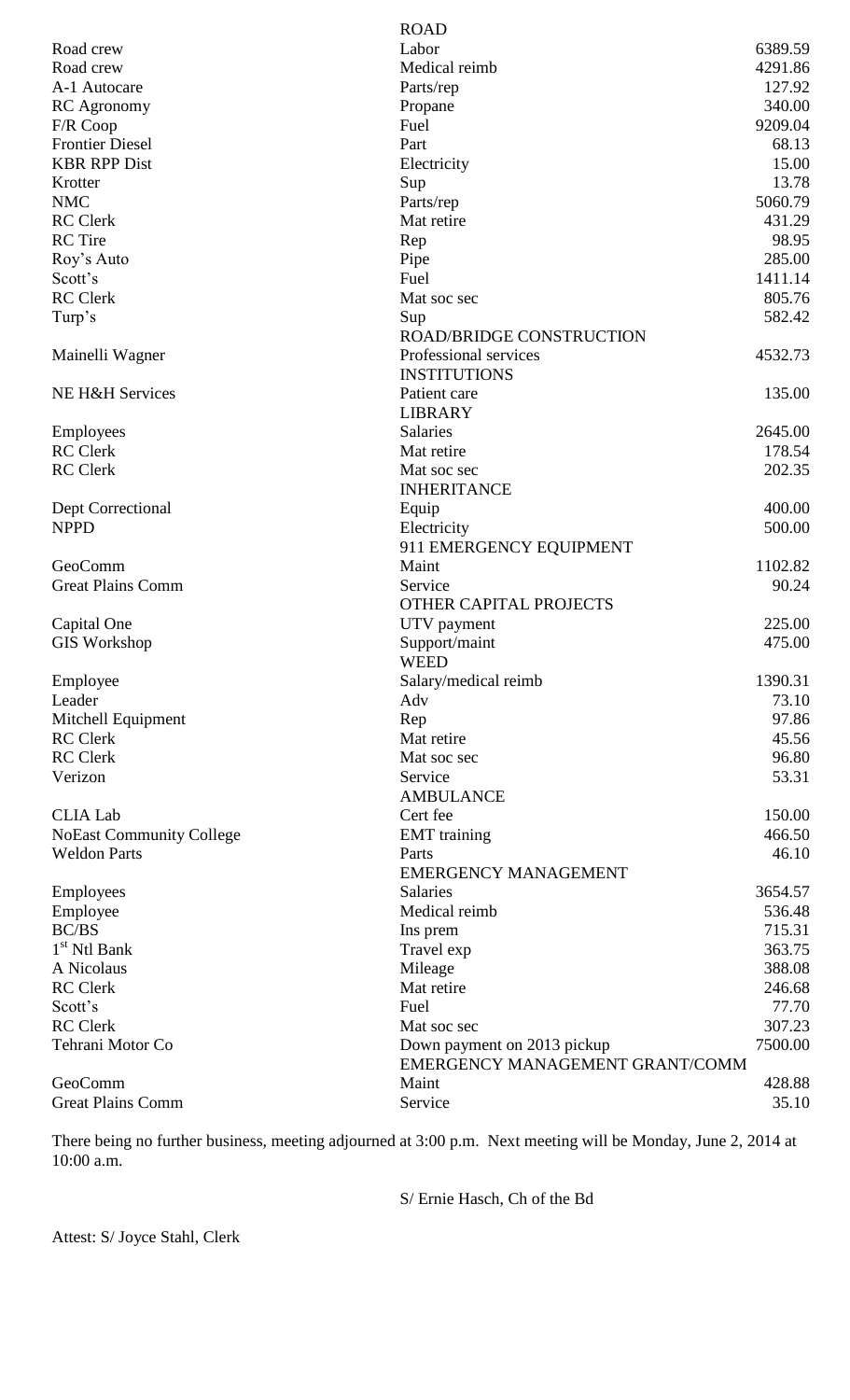| | | |
|---|---|---|
| | ROAD | |
| Road crew | Labor | 6389.59 |
| Road crew | Medical reimb | 4291.86 |
| A-1 Autocare | Parts/rep | 127.92 |
| RC Agronomy | Propane | 340.00 |
| F/R Coop | Fuel | 9209.04 |
| Frontier Diesel | Part | 68.13 |
| KBR RPP Dist | Electricity | 15.00 |
| Krotter | Sup | 13.78 |
| NMC | Parts/rep | 5060.79 |
| RC Clerk | Mat retire | 431.29 |
| RC Tire | Rep | 98.95 |
| Roy's Auto | Pipe | 285.00 |
| Scott's | Fuel | 1411.14 |
| RC Clerk | Mat soc sec | 805.76 |
| Turp's | Sup | 582.42 |
| | ROAD/BRIDGE CONSTRUCTION | |
| Mainelli Wagner | Professional services | 4532.73 |
| | INSTITUTIONS | |
| NE H&H Services | Patient care | 135.00 |
| | LIBRARY | |
| Employees | Salaries | 2645.00 |
| RC Clerk | Mat retire | 178.54 |
| RC Clerk | Mat soc sec | 202.35 |
| | INHERITANCE | |
| Dept Correctional | Equip | 400.00 |
| NPPD | Electricity | 500.00 |
| | 911 EMERGENCY EQUIPMENT | |
| GeoComm | Maint | 1102.82 |
| Great Plains Comm | Service | 90.24 |
| | OTHER CAPITAL PROJECTS | |
| Capital One | UTV payment | 225.00 |
| GIS Workshop | Support/maint | 475.00 |
| | WEED | |
| Employee | Salary/medical reimb | 1390.31 |
| Leader | Adv | 73.10 |
| Mitchell Equipment | Rep | 97.86 |
| RC Clerk | Mat retire | 45.56 |
| RC Clerk | Mat soc sec | 96.80 |
| Verizon | Service | 53.31 |
| | AMBULANCE | |
| CLIA Lab | Cert fee | 150.00 |
| NoEast Community College | EMT training | 466.50 |
| Weldon Parts | Parts | 46.10 |
| | EMERGENCY MANAGEMENT | |
| Employees | Salaries | 3654.57 |
| Employee | Medical reimb | 536.48 |
| BC/BS | Ins prem | 715.31 |
| 1st Ntl Bank | Travel exp | 363.75 |
| A Nicolaus | Mileage | 388.08 |
| RC Clerk | Mat retire | 246.68 |
| Scott's | Fuel | 77.70 |
| RC Clerk | Mat soc sec | 307.23 |
| Tehrani Motor Co | Down payment on 2013 pickup | 7500.00 |
| | EMERGENCY MANAGEMENT GRANT/COMM | |
| GeoComm | Maint | 428.88 |
| Great Plains Comm | Service | 35.10 |

There being no further business, meeting adjourned at 3:00 p.m. Next meeting will be Monday, June 2, 2014 at 10:00 a.m.

S/ Ernie Hasch, Ch of the Bd

Attest: S/ Joyce Stahl, Clerk